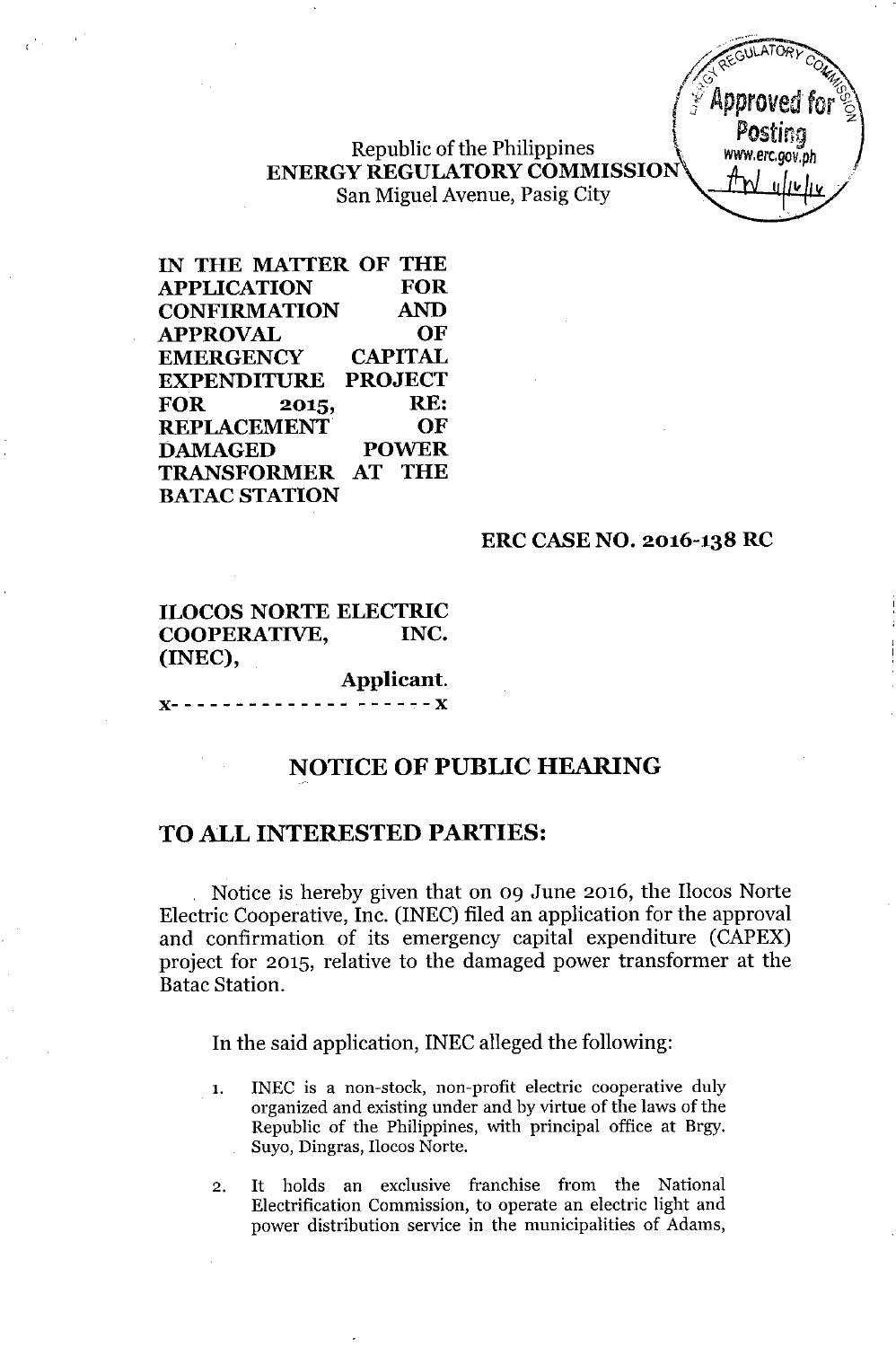Republic of the Philippines
**ENERGY REGULATORY COMMISSION**
San Miguel Avenue, Pasig City

**IN THE MATTER OF THE APPLICATION FOR CONFIRMATION AND APPROVAL OF EMERGENCY CAPITAL EXPENDITURE PROJECT FOR 2015, RE: REPLACEMENT OF DAMAGED POWER TRANSFORMER AT THE BATAC STATION**

**ERC CASE NO. 2016-138 RC**

**ILOCOS NORTE ELECTRIC COOPERATIVE, INC. (INEC),**
**Applicant.**
x- - - - - - - - - - - - - - - - - - - - x

## NOTICE OF PUBLIC HEARING

## TO ALL INTERESTED PARTIES:

Notice is hereby given that on 09 June 2016, the Ilocos Norte Electric Cooperative, Inc. (INEC) filed an application for the approval and confirmation of its emergency capital expenditure (CAPEX) project for 2015, relative to the damaged power transformer at the Batac Station.

In the said application, INEC alleged the following:

1. INEC is a non-stock, non-profit electric cooperative duly organized and existing under and by virtue of the laws of the Republic of the Philippines, with principal office at Brgy. Suyo, Dingras, Ilocos Norte.

2. It holds an exclusive franchise from the National Electrification Commission, to operate an electric light and power distribution service in the municipalities of Adams,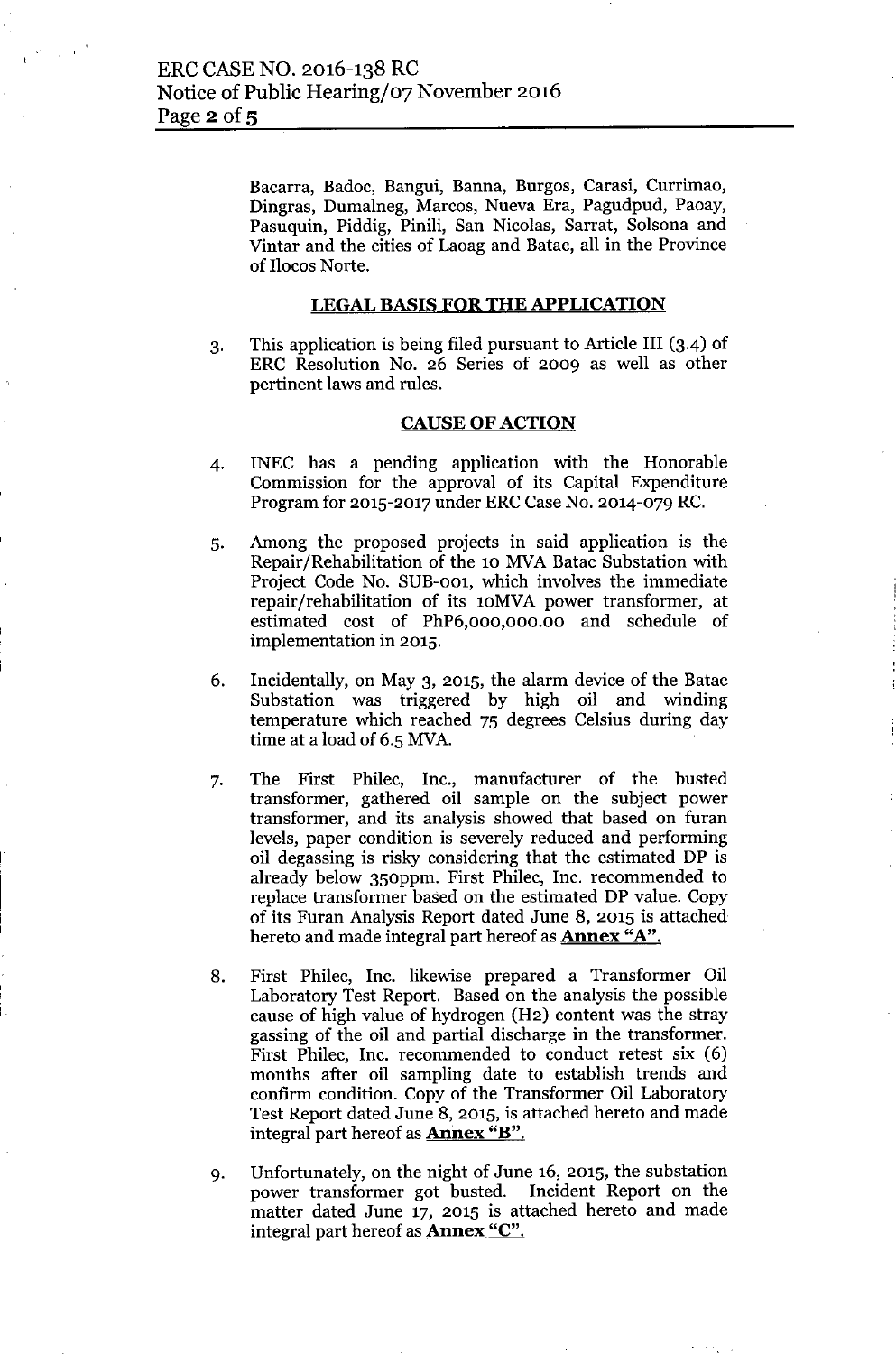Bacarra, Badoc, Bangui, Banna, Burgos, Carasi, Currimao, Dingras, Dumalneg, Marcos, Nueva Era, Pagudpud, Paoay, Pasuquin, Piddig, Pinili, San Nicolas, Sarrat, Solsona and Vintar and the cities of Laoag and Batac, all in the Province of Ilocos Norte.

## LEGAL BASIS FOR THE APPLICATION

3. This application is being filed pursuant to Article III (3.4) of ERC Resolution No. 26 Series of 2009 as well as other pertinent laws and rules.

## CAUSE OF ACTION

4. INEC has a pending application with the Honorable Commission for the approval of its Capital Expenditure Program for 2015-2017 under ERC Case No. 2014-079 RC.

5. Among the proposed projects in said application is the Repair/Rehabilitation of the 10 MVA Batac Substation with Project Code No. SUB-001, which involves the immediate repair/rehabilitation of its 10MVA power transformer, at estimated cost of PhP6,000,000.00 and schedule of implementation in 2015.

6. Incidentally, on May 3, 2015, the alarm device of the Batac Substation was triggered by high oil and winding temperature which reached 75 degrees Celsius during day time at a load of 6.5 MVA.

7. The First Philec, Inc., manufacturer of the busted transformer, gathered oil sample on the subject power transformer, and its analysis showed that based on furan levels, paper condition is severely reduced and performing oil degassing is risky considering that the estimated DP is already below 350ppm. First Philec, Inc. recommended to replace transformer based on the estimated DP value. Copy of its Furan Analysis Report dated June 8, 2015 is attached hereto and made integral part hereof as **Annex "A"**.

8. First Philec, Inc. likewise prepared a Transformer Oil Laboratory Test Report. Based on the analysis the possible cause of high value of hydrogen ($H_2$) content was the stray gassing of the oil and partial discharge in the transformer. First Philec, Inc. recommended to conduct retest six (6) months after oil sampling date to establish trends and confirm condition. Copy of the Transformer Oil Laboratory Test Report dated June 8, 2015, is attached hereto and made integral part hereof as **Annex "B"**.

9. Unfortunately, on the night of June 16, 2015, the substation power transformer got busted. Incident Report on the matter dated June 17, 2015 is attached hereto and made integral part hereof as **Annex "C"**.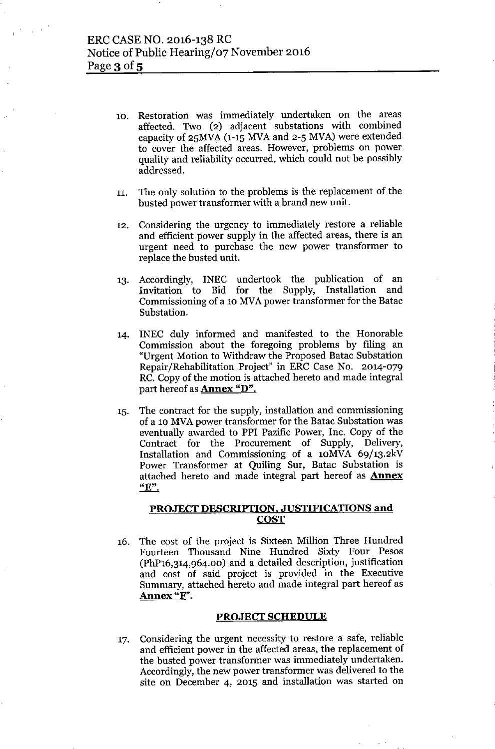10. Restoration was immediately undertaken on the areas affected. Two (2) adjacent substations with combined capacity of 25MVA (1-15 MVA and 2-5 MVA) were extended to cover the affected areas. However, problems on power quality and reliability occurred, which could not be possibly addressed.

11. The only solution to the problems is the replacement of the busted power transformer with a brand new unit.

12. Considering the urgency to immediately restore a reliable and efficient power supply in the affected areas, there is an urgent need to purchase the new power transformer to replace the busted unit.

13. Accordingly, INEC undertook the publication of an Invitation to Bid for the Supply, Installation and Commissioning of a 10 MVA power transformer for the Batac Substation.

14. INEC duly informed and manifested to the Honorable Commission about the foregoing problems by filing an "Urgent Motion to Withdraw the Proposed Batac Substation Repair/Rehabilitation Project" in ERC Case No. 2014-079 RC. Copy of the motion is attached hereto and made integral part hereof as **Annex "D".**

15. The contract for the supply, installation and commissioning of a 10 MVA power transformer for the Batac Substation was eventually awarded to PPI Pazific Power, Inc. Copy of the Contract for the Procurement of Supply, Delivery, Installation and Commissioning of a 10MVA 69/13.2kV Power Transformer at Quiling Sur, Batac Substation is attached hereto and made integral part hereof as **Annex "E".**

## PROJECT DESCRIPTION, JUSTIFICATIONS and COST

16. The cost of the project is Sixteen Million Three Hundred Fourteen Thousand Nine Hundred Sixty Four Pesos (PhP16,314,964.00) and a detailed description, justification and cost of said project is provided in the Executive Summary, attached hereto and made integral part hereof as **Annex "F".**

## PROJECT SCHEDULE

17. Considering the urgent necessity to restore a safe, reliable and efficient power in the affected areas, the replacement of the busted power transformer was immediately undertaken. Accordingly, the new power transformer was delivered to the site on December 4, 2015 and installation was started on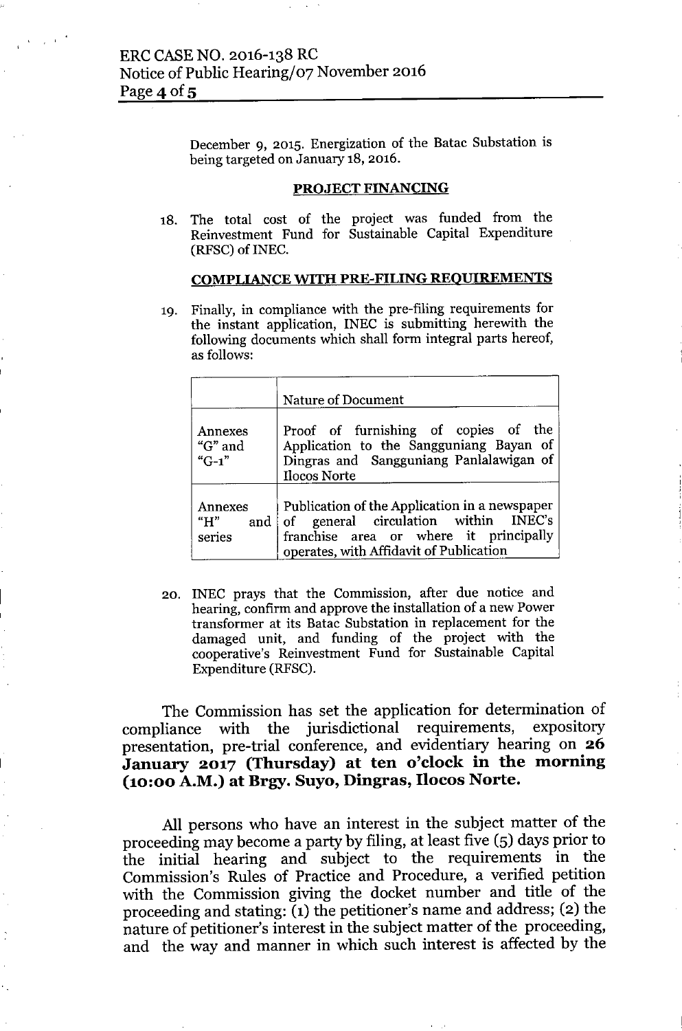December 9, 2015. Energization of the Batac Substation is being targeted on January 18, 2016.

**PROJECT FINANCING**

18. The total cost of the project was funded from the Reinvestment Fund for Sustainable Capital Expenditure (RFSC) of INEC.

**COMPLIANCE WITH PRE-FILING REQUIREMENTS**

19. Finally, in compliance with the pre-filing requirements for the instant application, INEC is submitting herewith the following documents which shall form integral parts hereof, as follows:

| | Nature of Document |
|---|---|
| Annexes "G" and "G-1" | Proof of furnishing of copies of the Application to the Sangguniang Bayan of Dingras and Sangguniang Panlalawigan of Ilocos Norte |
| Annexes "H" and series | Publication of the Application in a newspaper of general circulation within INEC's franchise area or where it principally operates, with Affidavit of Publication |

20. INEC prays that the Commission, after due notice and hearing, confirm and approve the installation of a new Power transformer at its Batac Substation in replacement for the damaged unit, and funding of the project with the cooperative's Reinvestment Fund for Sustainable Capital Expenditure (RFSC).

The Commission has set the application for determination of compliance with the jurisdictional requirements, expository presentation, pre-trial conference, and evidentiary hearing on **26 January 2017 (Thursday) at ten o'clock in the morning (10:00 A.M.) at Brgy. Suyo, Dingras, Ilocos Norte.**

All persons who have an interest in the subject matter of the proceeding may become a party by filing, at least five (5) days prior to the initial hearing and subject to the requirements in the Commission's Rules of Practice and Procedure, a verified petition with the Commission giving the docket number and title of the proceeding and stating: (1) the petitioner's name and address; (2) the nature of petitioner's interest in the subject matter of the proceeding, and the way and manner in which such interest is affected by the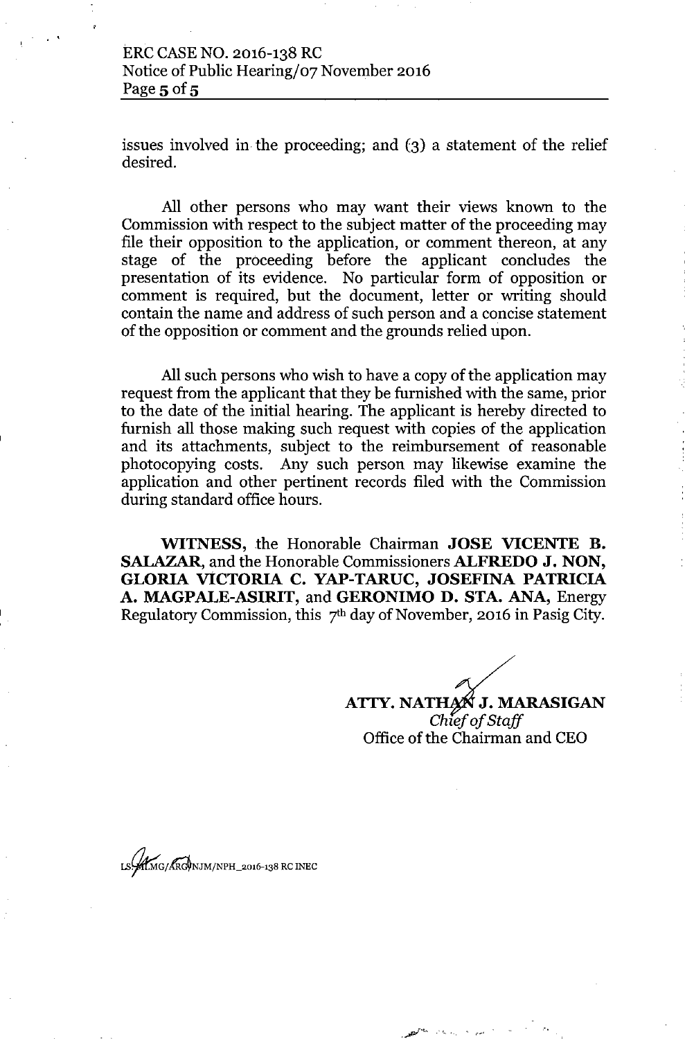issues involved in the proceeding; and (3) a statement of the relief desired.

All other persons who may want their views known to the Commission with respect to the subject matter of the proceeding may file their opposition to the application, or comment thereon, at any stage of the proceeding before the applicant concludes the presentation of its evidence. No particular form of opposition or comment is required, but the document, letter or writing should contain the name and address of such person and a concise statement of the opposition or comment and the grounds relied upon.

All such persons who wish to have a copy of the application may request from the applicant that they be furnished with the same, prior to the date of the initial hearing. The applicant is hereby directed to furnish all those making such request with copies of the application and its attachments, subject to the reimbursement of reasonable photocopying costs. Any such person may likewise examine the application and other pertinent records filed with the Commission during standard office hours.

**WITNESS**, the Honorable Chairman **JOSE VICENTE B. SALAZAR**, and the Honorable Commissioners **ALFREDO J. NON, GLORIA VICTORIA C. YAP-TARUC, JOSEFINA PATRICIA A. MAGPALE-ASIRIT**, and **GERONIMO D. STA. ANA**, Energy Regulatory Commission, this 7th day of November, 2016 in Pasig City.

**ATTY. NATHAN J. MARASIGAN**
*Chief of Staff*
Office of the Chairman and CEO

LS/MLMG/ARG/NJM/NPH_2016-138 RC INEC